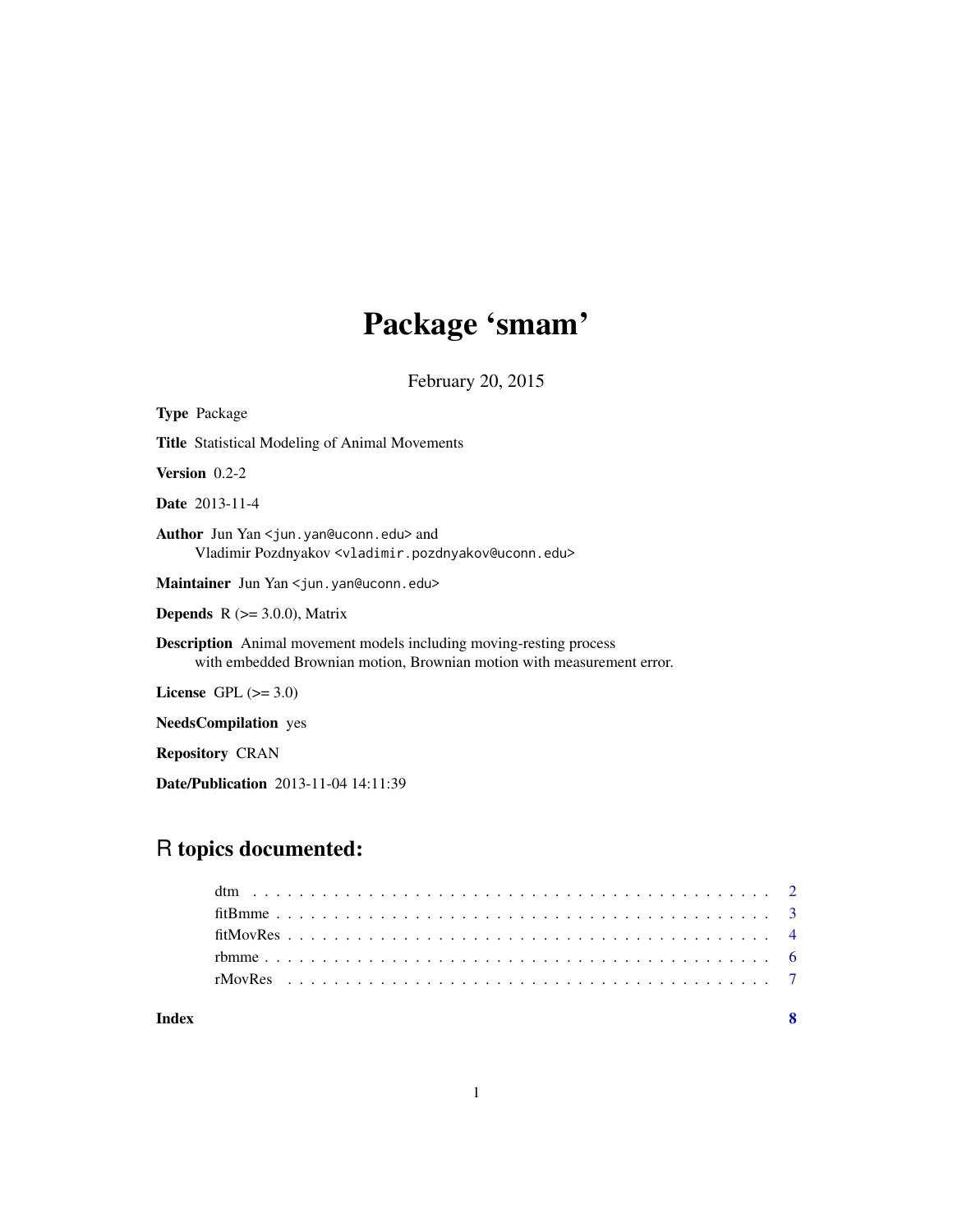# Package 'smam'

February 20, 2015

**Type** Package

**Title** Statistical Modeling of Animal Movements

**Version** 0.2-2

**Date** 2013-11-4

**Author** Jun Yan <jun.yan@uconn.edu> and
Vladimir Pozdnyakov <vladimir.pozdnyakov@uconn.edu>

**Maintainer** Jun Yan <jun.yan@uconn.edu>

**Depends** R (>= 3.0.0), Matrix

**Description** Animal movement models including moving-resting process
with embedded Brownian motion, Brownian motion with measurement error.

**License** GPL (>= 3.0)

**NeedsCompilation** yes

**Repository** CRAN

**Date/Publication** 2013-11-04 14:11:39

## R topics documented:

dtm . . . . . . . . . . . . . . . . . . . . . . . . . . . . . . . . . . . . . . . . . . . 2
fitBmme . . . . . . . . . . . . . . . . . . . . . . . . . . . . . . . . . . . . . . . . . 3
fitMovRes . . . . . . . . . . . . . . . . . . . . . . . . . . . . . . . . . . . . . . . . 4
rbmme . . . . . . . . . . . . . . . . . . . . . . . . . . . . . . . . . . . . . . . . . . 6
rMovRes . . . . . . . . . . . . . . . . . . . . . . . . . . . . . . . . . . . . . . . . . 7

**Index** **8**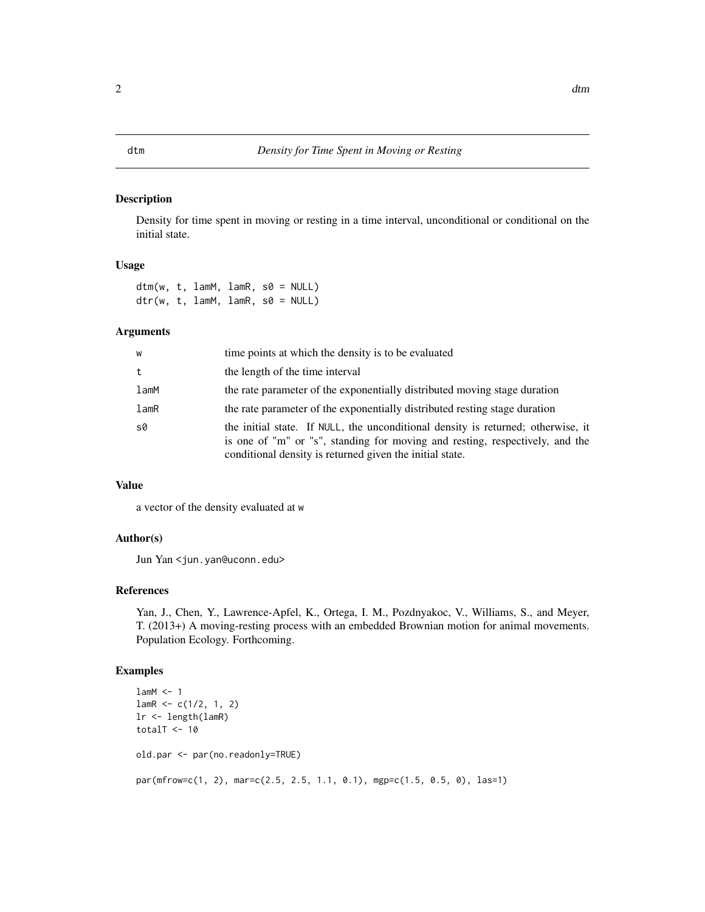# dtm — *Density for Time Spent in Moving or Resting*

## Description

Density for time spent in moving or resting in a time interval, unconditional or conditional on the initial state.

## Usage

```
dtm(w, t, lamM, lamR, s0 = NULL)
dtr(w, t, lamM, lamR, s0 = NULL)
```

## Arguments

| | |
|---|---|
| w | time points at which the density is to be evaluated |
| t | the length of the time interval |
| lamM | the rate parameter of the exponentially distributed moving stage duration |
| lamR | the rate parameter of the exponentially distributed resting stage duration |
| s0 | the initial state. If NULL, the unconditional density is returned; otherwise, it is one of "m" or "s", standing for moving and resting, respectively, and the conditional density is returned given the initial state. |

## Value

a vector of the density evaluated at w

## Author(s)

Jun Yan <jun.yan@uconn.edu>

## References

Yan, J., Chen, Y., Lawrence-Apfel, K., Ortega, I. M., Pozdnyakoc, V., Williams, S., and Meyer, T. (2013+) A moving-resting process with an embedded Brownian motion for animal movements. Population Ecology. Forthcoming.

## Examples

```
lamM <- 1
lamR <- c(1/2, 1, 2)
lr <- length(lamR)
totalT <- 10

old.par <- par(no.readonly=TRUE)

par(mfrow=c(1, 2), mar=c(2.5, 2.5, 1.1, 0.1), mgp=c(1.5, 0.5, 0), las=1)
```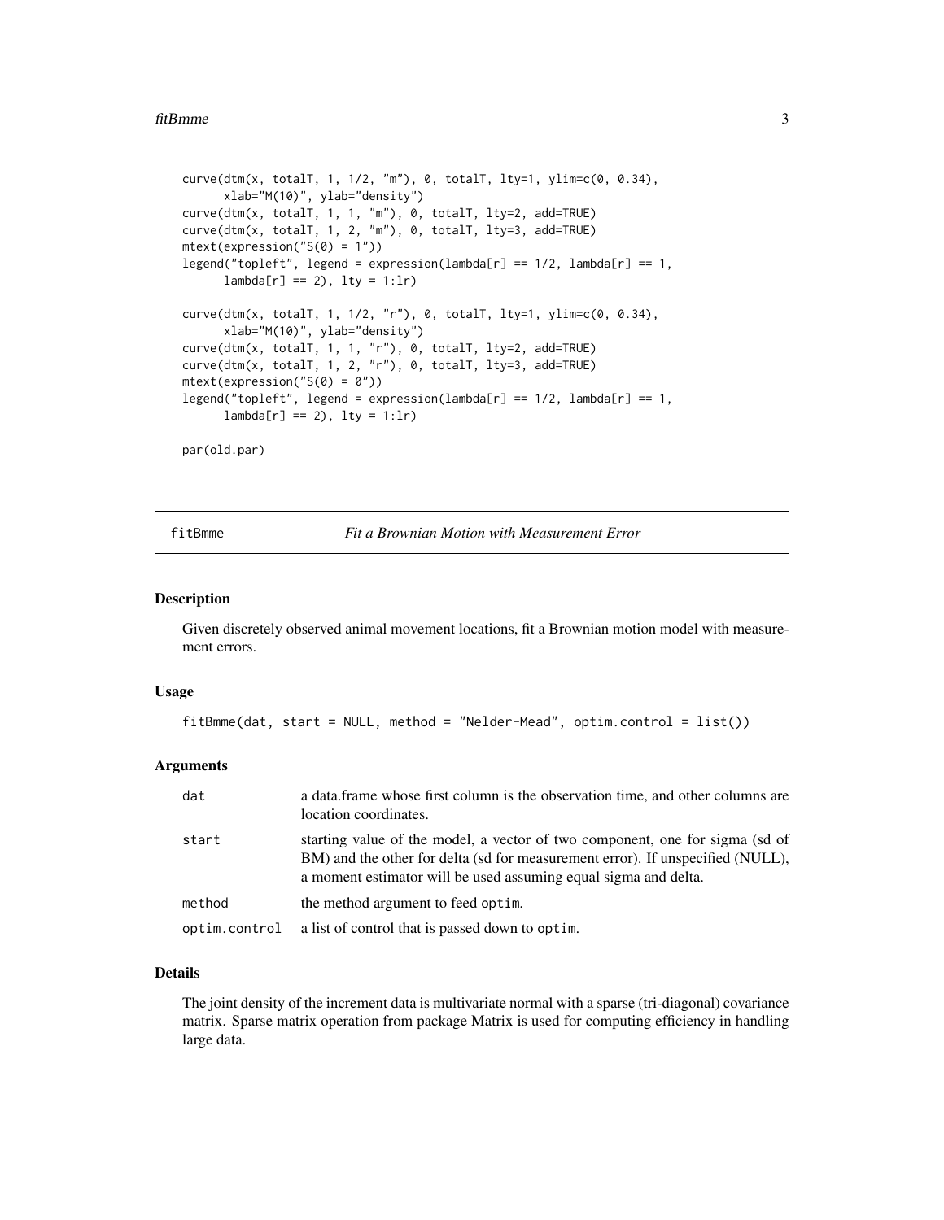```
curve(dtm(x, totalT, 1, 1/2, "m"), 0, totalT, lty=1, ylim=c(0, 0.34),
      xlab="M(10)", ylab="density")
curve(dtm(x, totalT, 1, 1, "m"), 0, totalT, lty=2, add=TRUE)
curve(dtm(x, totalT, 1, 2, "m"), 0, totalT, lty=3, add=TRUE)
mtext(expression("S(0) = 1"))
legend("topleft", legend = expression(lambda[r] == 1/2, lambda[r] == 1,
      lambda[r] == 2), lty = 1:lr)

curve(dtm(x, totalT, 1, 1/2, "r"), 0, totalT, lty=1, ylim=c(0, 0.34),
      xlab="M(10)", ylab="density")
curve(dtm(x, totalT, 1, 1, "r"), 0, totalT, lty=2, add=TRUE)
curve(dtm(x, totalT, 1, 2, "r"), 0, totalT, lty=3, add=TRUE)
mtext(expression("S(0) = 0"))
legend("topleft", legend = expression(lambda[r] == 1/2, lambda[r] == 1,
      lambda[r] == 2), lty = 1:lr)

par(old.par)
```

## fitBmme — *Fit a Brownian Motion with Measurement Error*

### Description

Given discretely observed animal movement locations, fit a Brownian motion model with measurement errors.

### Usage

```
fitBmme(dat, start = NULL, method = "Nelder-Mead", optim.control = list())
```

### Arguments

| | |
|---|---|
| dat | a data.frame whose first column is the observation time, and other columns are location coordinates. |
| start | starting value of the model, a vector of two component, one for sigma (sd of BM) and the other for delta (sd for measurement error). If unspecified (NULL), a moment estimator will be used assuming equal sigma and delta. |
| method | the method argument to feed optim. |
| optim.control | a list of control that is passed down to optim. |

### Details

The joint density of the increment data is multivariate normal with a sparse (tri-diagonal) covariance matrix. Sparse matrix operation from package Matrix is used for computing efficiency in handling large data.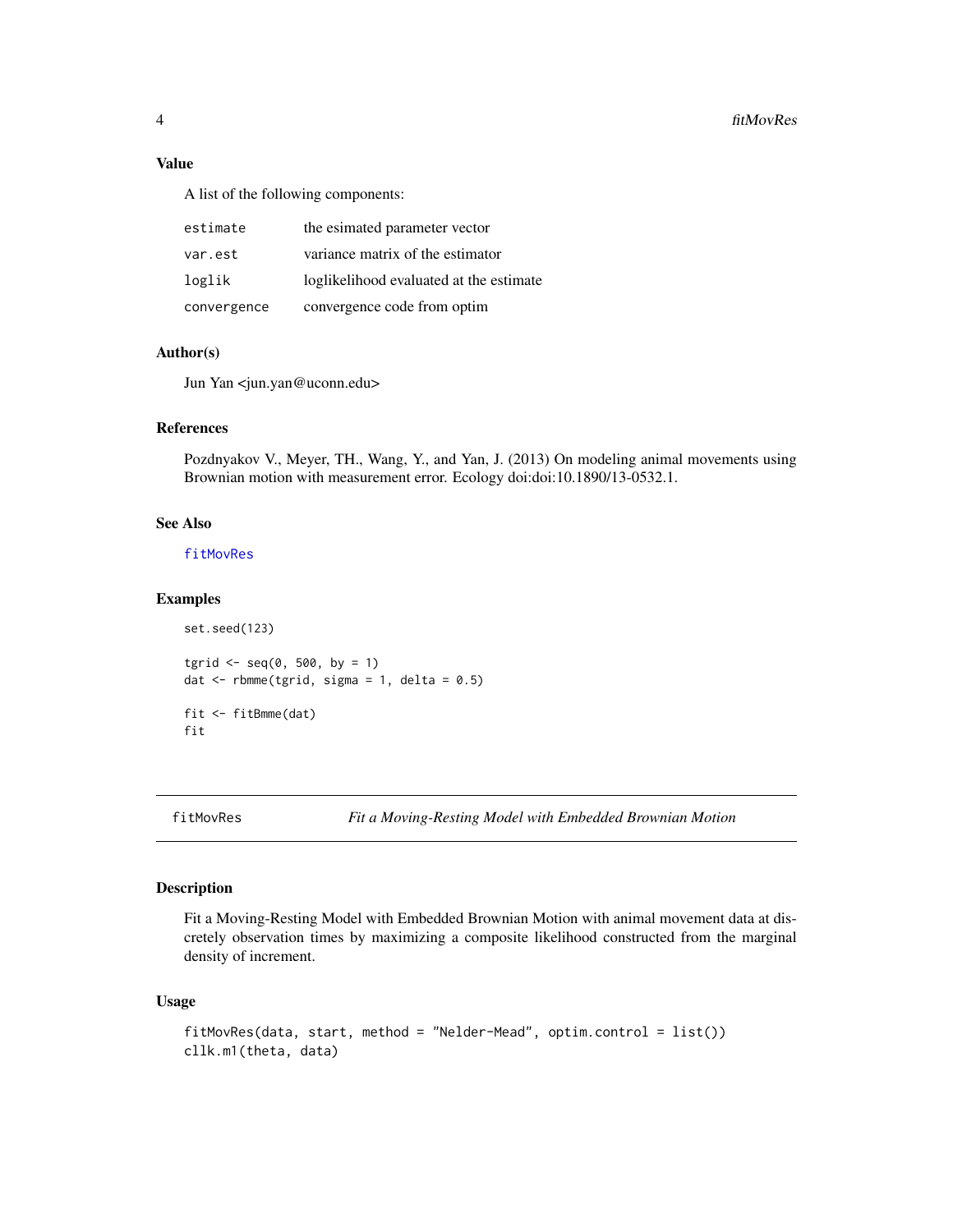### Value

A list of the following components:

| | |
|---|---|
| estimate | the esimated parameter vector |
| var.est | variance matrix of the estimator |
| loglik | loglikelihood evaluated at the estimate |
| convergence | convergence code from optim |

### Author(s)

Jun Yan <jun.yan@uconn.edu>

### References

Pozdnyakov V., Meyer, TH., Wang, Y., and Yan, J. (2013) On modeling animal movements using Brownian motion with measurement error. Ecology doi:doi:10.1890/13-0532.1.

### See Also

fitMovRes

### Examples

```
set.seed(123)

tgrid <- seq(0, 500, by = 1)
dat <- rbmme(tgrid, sigma = 1, delta = 0.5)

fit <- fitBmme(dat)
fit
```

---

## fitMovRes — *Fit a Moving-Resting Model with Embedded Brownian Motion*

### Description

Fit a Moving-Resting Model with Embedded Brownian Motion with animal movement data at discretely observation times by maximizing a composite likelihood constructed from the marginal density of increment.

### Usage

```
fitMovRes(data, start, method = "Nelder-Mead", optim.control = list())
cllk.m1(theta, data)
```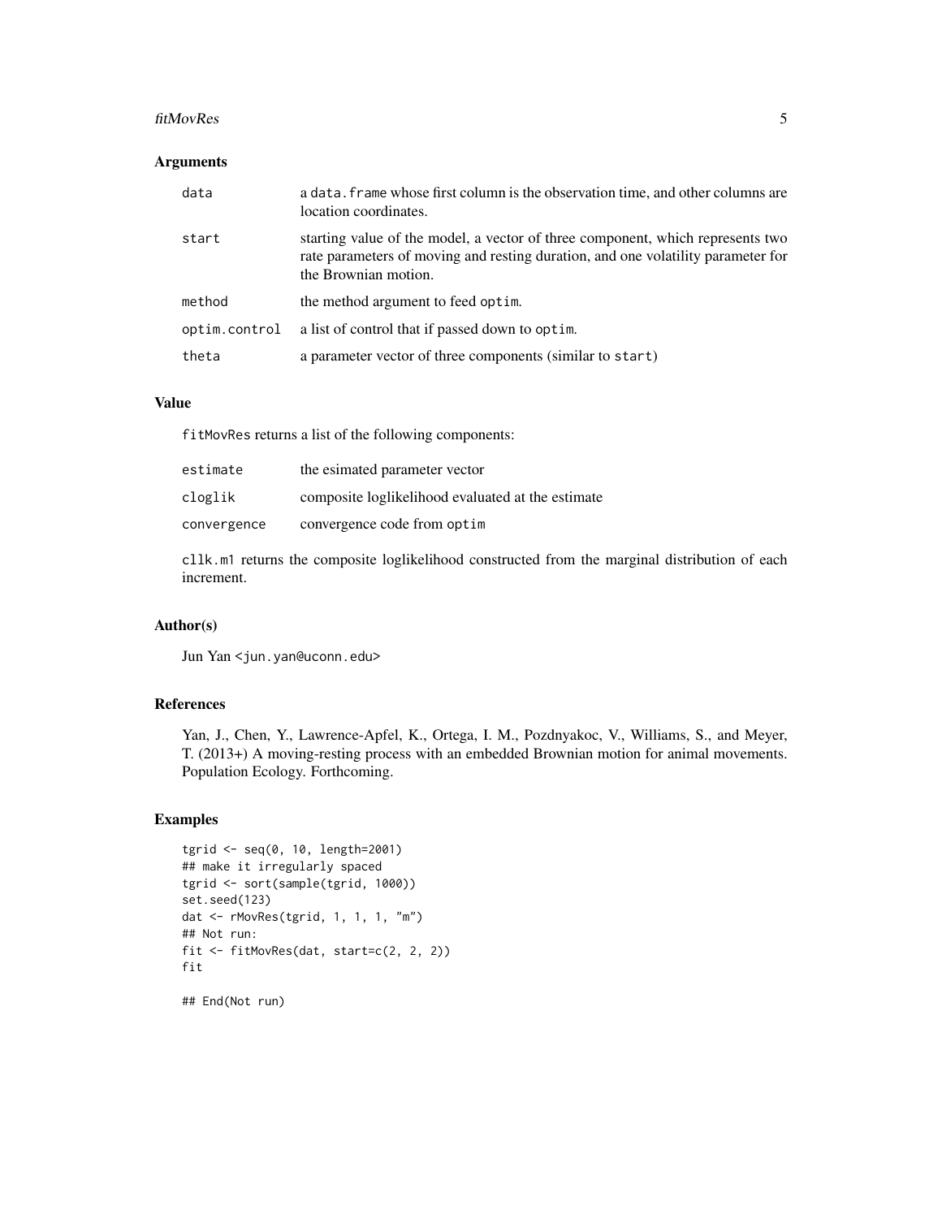### Arguments

| | |
|---|---|
| data | a data.frame whose first column is the observation time, and other columns are location coordinates. |
| start | starting value of the model, a vector of three component, which represents two rate parameters of moving and resting duration, and one volatility parameter for the Brownian motion. |
| method | the method argument to feed optim. |
| optim.control | a list of control that if passed down to optim. |
| theta | a parameter vector of three components (similar to start) |

### Value

fitMovRes returns a list of the following components:

| | |
|---|---|
| estimate | the esimated parameter vector |
| cloglik | composite loglikelihood evaluated at the estimate |
| convergence | convergence code from optim |

cllk.m1 returns the composite loglikelihood constructed from the marginal distribution of each increment.

### Author(s)

Jun Yan <jun.yan@uconn.edu>

### References

Yan, J., Chen, Y., Lawrence-Apfel, K., Ortega, I. M., Pozdnyakoc, V., Williams, S., and Meyer, T. (2013+) A moving-resting process with an embedded Brownian motion for animal movements. Population Ecology. Forthcoming.

### Examples

```
tgrid <- seq(0, 10, length=2001)
## make it irregularly spaced
tgrid <- sort(sample(tgrid, 1000))
set.seed(123)
dat <- rMovRes(tgrid, 1, 1, 1, "m")
## Not run:
fit <- fitMovRes(dat, start=c(2, 2, 2))
fit

## End(Not run)
```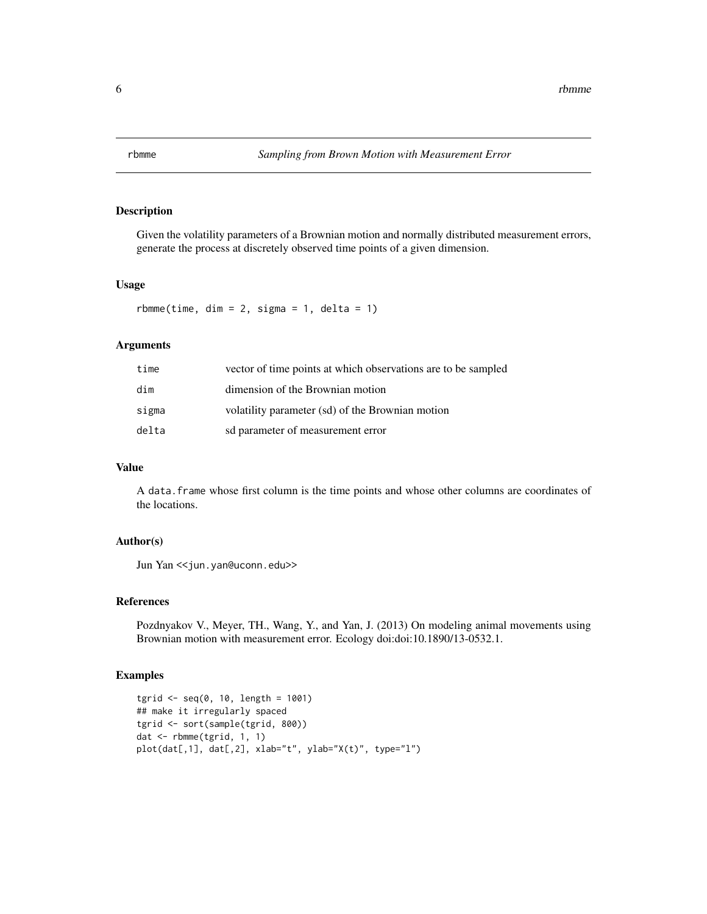rbmme *Sampling from Brown Motion with Measurement Error*

## Description

Given the volatility parameters of a Brownian motion and normally distributed measurement errors, generate the process at discretely observed time points of a given dimension.

## Usage

```
rbmme(time, dim = 2, sigma = 1, delta = 1)
```

## Arguments

| | |
|---|---|
| time | vector of time points at which observations are to be sampled |
| dim | dimension of the Brownian motion |
| sigma | volatility parameter (sd) of the Brownian motion |
| delta | sd parameter of measurement error |

## Value

A data.frame whose first column is the time points and whose other columns are coordinates of the locations.

## Author(s)

Jun Yan <<jun.yan@uconn.edu>>

## References

Pozdnyakov V., Meyer, TH., Wang, Y., and Yan, J. (2013) On modeling animal movements using Brownian motion with measurement error. Ecology doi:doi:10.1890/13-0532.1.

## Examples

```
tgrid <- seq(0, 10, length = 1001)
## make it irregularly spaced
tgrid <- sort(sample(tgrid, 800))
dat <- rbmme(tgrid, 1, 1)
plot(dat[,1], dat[,2], xlab="t", ylab="X(t)", type="l")
```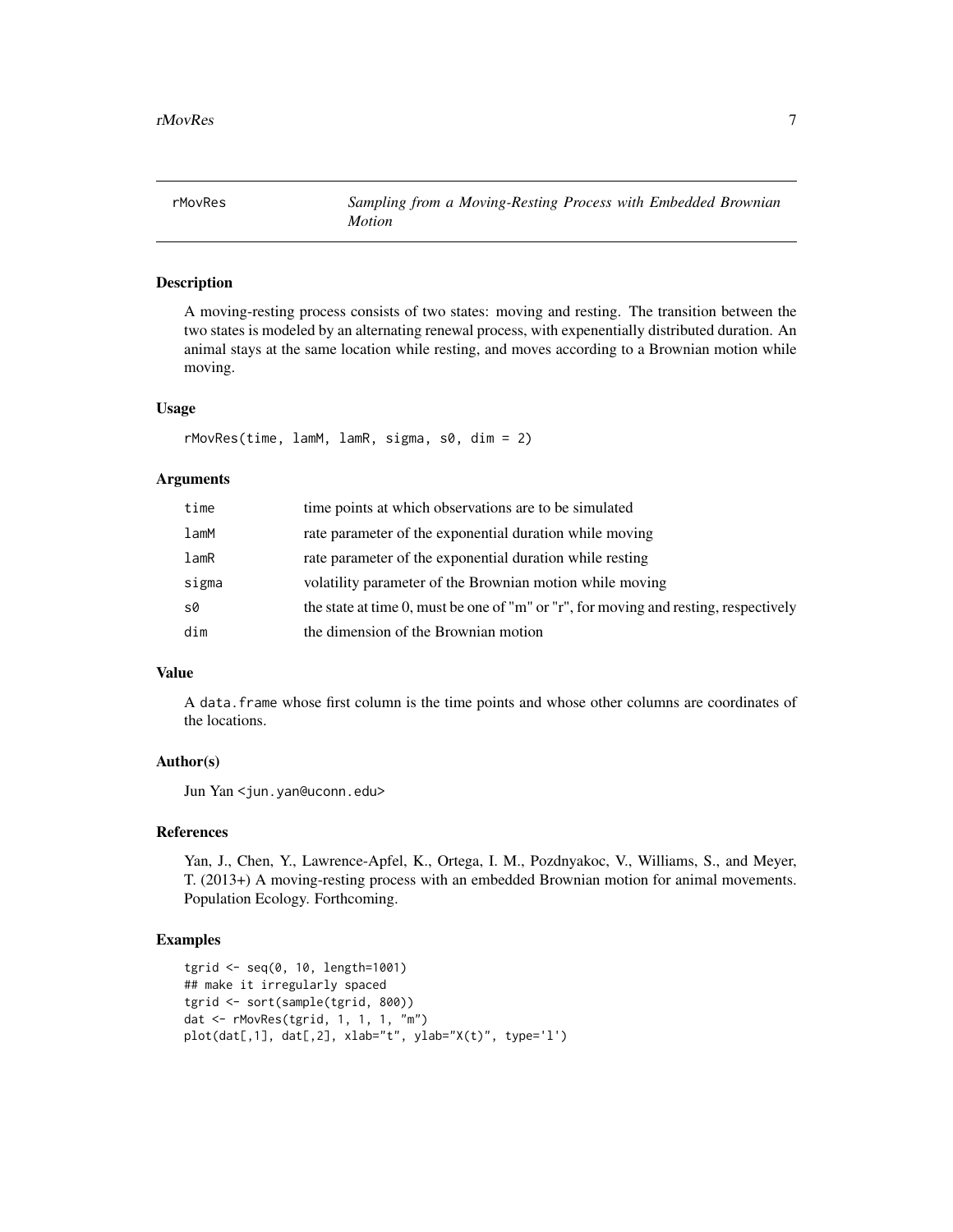# rMovRes — *Sampling from a Moving-Resting Process with Embedded Brownian Motion*

## Description

A moving-resting process consists of two states: moving and resting. The transition between the two states is modeled by an alternating renewal process, with expenentially distributed duration. An animal stays at the same location while resting, and moves according to a Brownian motion while moving.

## Usage

```
rMovRes(time, lamM, lamR, sigma, s0, dim = 2)
```

## Arguments

| | |
|---|---|
| time | time points at which observations are to be simulated |
| lamM | rate parameter of the exponential duration while moving |
| lamR | rate parameter of the exponential duration while resting |
| sigma | volatility parameter of the Brownian motion while moving |
| s0 | the state at time 0, must be one of "m" or "r", for moving and resting, respectively |
| dim | the dimension of the Brownian motion |

## Value

A `data.frame` whose first column is the time points and whose other columns are coordinates of the locations.

## Author(s)

Jun Yan <jun.yan@uconn.edu>

## References

Yan, J., Chen, Y., Lawrence-Apfel, K., Ortega, I. M., Pozdnyakoc, V., Williams, S., and Meyer, T. (2013+) A moving-resting process with an embedded Brownian motion for animal movements. Population Ecology. Forthcoming.

## Examples

```
tgrid <- seq(0, 10, length=1001)
## make it irregularly spaced
tgrid <- sort(sample(tgrid, 800))
dat <- rMovRes(tgrid, 1, 1, 1, "m")
plot(dat[,1], dat[,2], xlab="t", ylab="X(t)", type='l')
```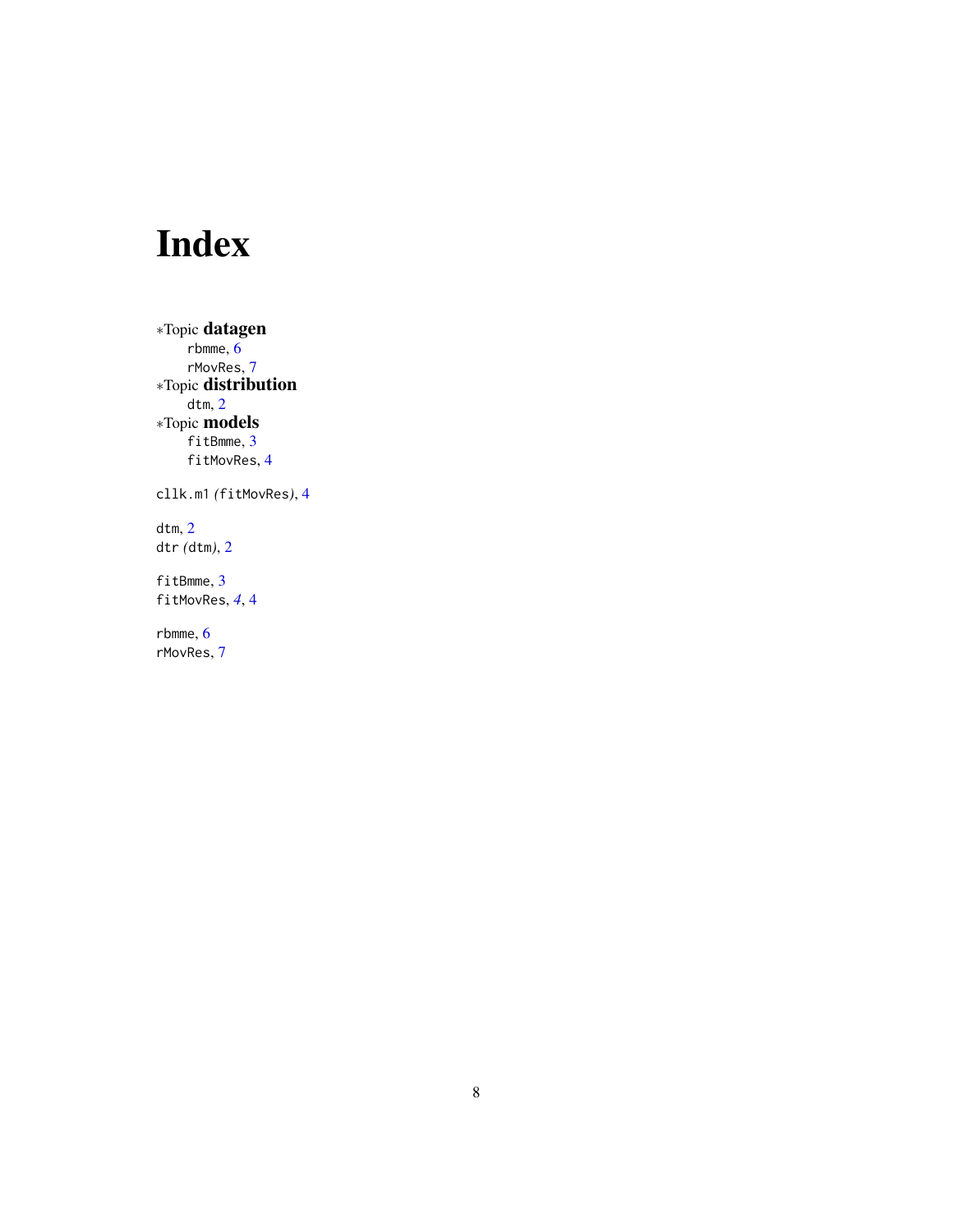# Index

*Topic **datagen**
  rbmme, 6
  rMovRes, 7
*Topic **distribution**
  dtm, 2
*Topic **models**
  fitBmme, 3
  fitMovRes, 4

cllk.m1 *(*fitMovRes*)*, 4

dtm, 2
dtr *(*dtm*)*, 2

fitBmme, 3
fitMovRes, *4*, 4

rbmme, 6
rMovRes, 7